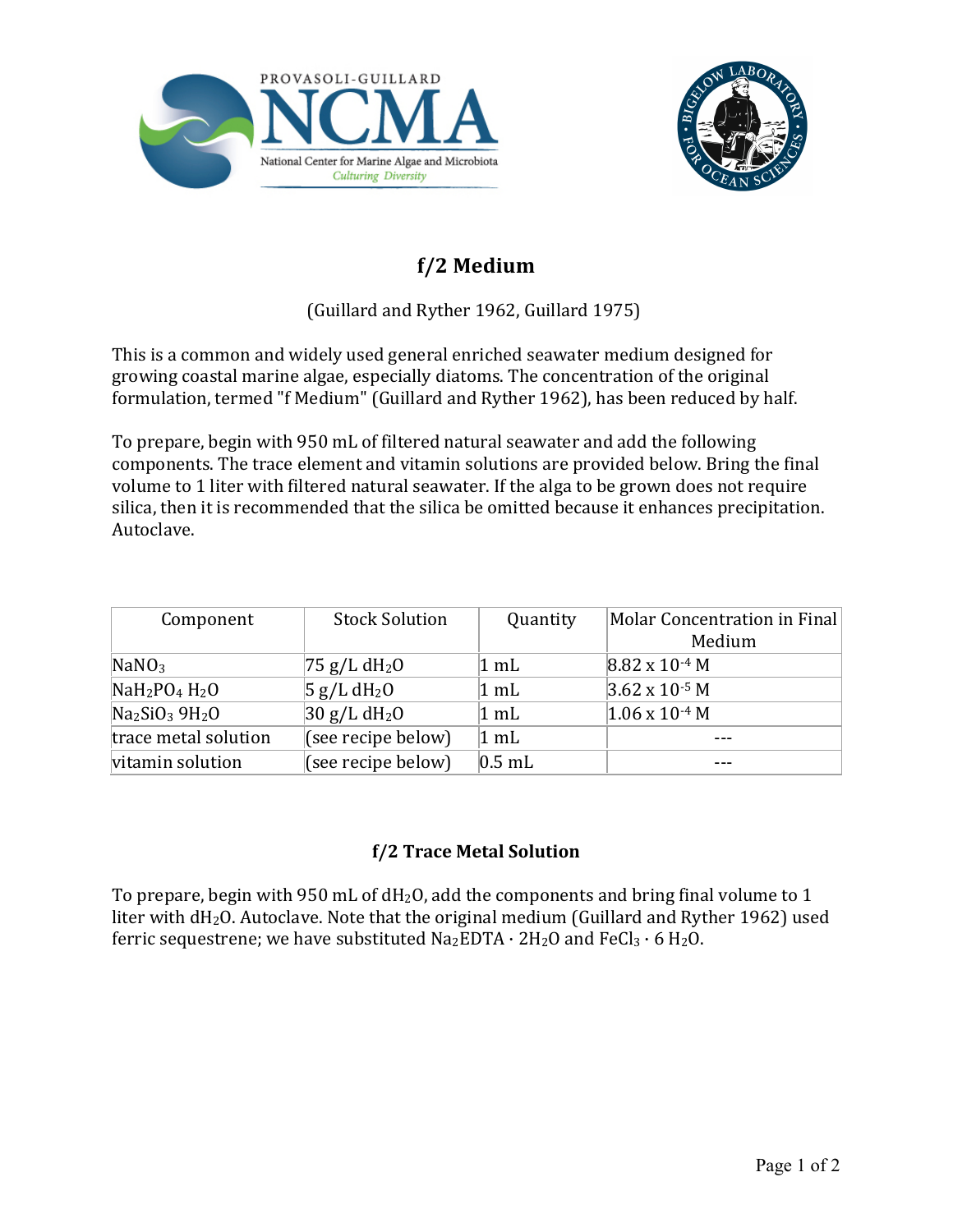# f/2 Medium

(Guillard and Ryther 1962, Guillard 1975)

This is a common and widely used general enriched seawater medium designed for growing coastal marine algae, especially diatoms. The concentration of the original formulation, termed "f Medium" (Guillard and Ryther 1962), has been reduced by half.

To prepare, begin with 950 mL of filtered natural seawater and add the following components. The trace element and vitamin solutions are provided below. Bring the final volume to 1 liter with filtered natural seawater. If the alga to be grown does not require silica, then it is recommended that the silica be omitted because it enhances precipitation. Autoclave.

| Component | Stock Solution | Quantity | Molar Concentration in Final Medium |
|---|---|---|---|
| $NaNO_3$ | 75 g/L $dH_2O$ | 1 mL | $8.82 \times 10^{-4}$ M |
| $NaH_2PO_4$ $H_2O$ | 5 g/L $dH_2O$ | 1 mL | $3.62 \times 10^{-5}$ M |
| $Na_2SiO_3$ $9H_2O$ | 30 g/L $dH_2O$ | 1 mL | $1.06 \times 10^{-4}$ M |
| trace metal solution | (see recipe below) | 1 mL | --- |
| vitamin solution | (see recipe below) | 0.5 mL | --- |

## f/2 Trace Metal Solution

To prepare, begin with 950 mL of $dH_2O$, add the components and bring final volume to 1 liter with $dH_2O$. Autoclave. Note that the original medium (Guillard and Ryther 1962) used ferric sequestrene; we have substituted $Na_2EDTA \cdot 2H_2O$ and $FeCl_3 \cdot 6\ H_2O$.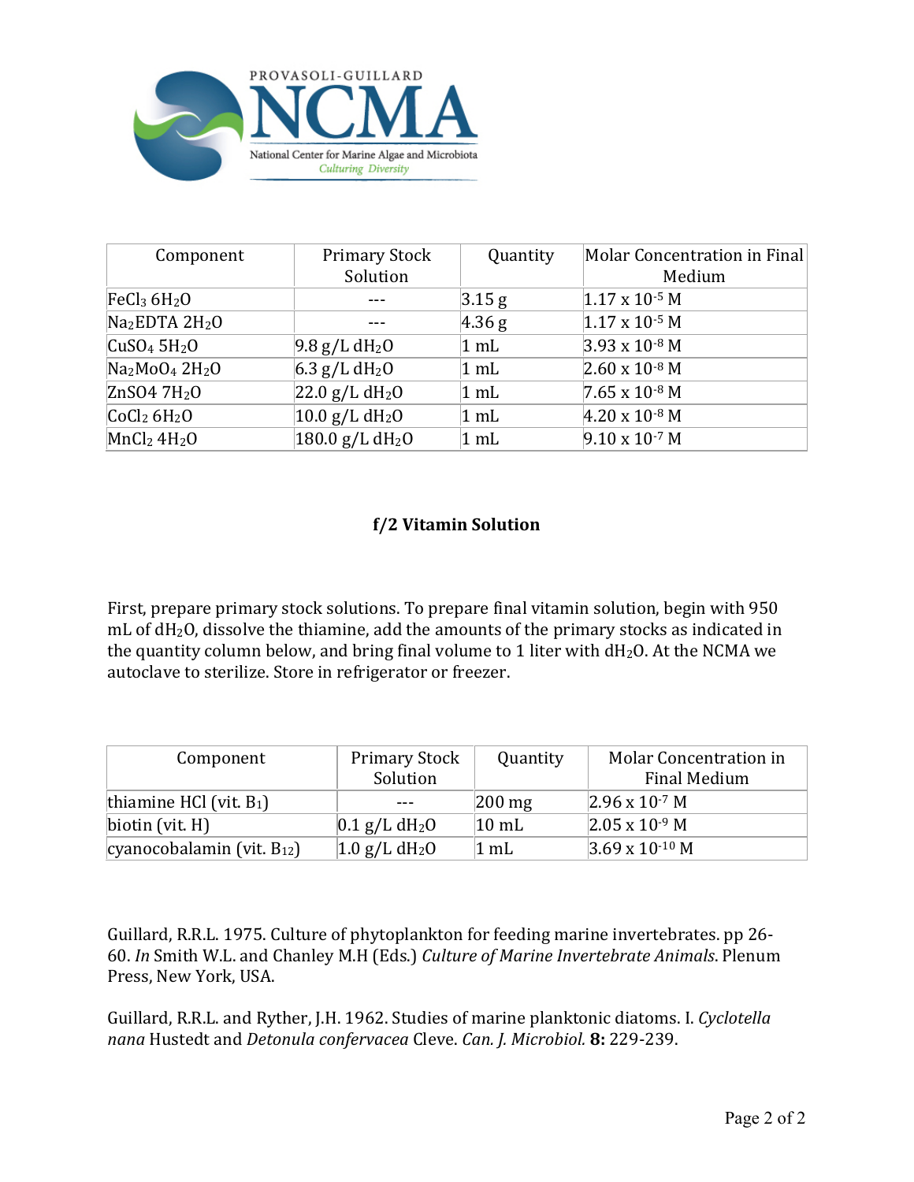| Component | Primary Stock Solution | Quantity | Molar Concentration in Final Medium |
|---|---|---|---|
| $FeCl_3 \cdot 6H_2O$ | --- | 3.15 g | $1.17 \times 10^{-5}$ M |
| $Na_2EDTA \cdot 2H_2O$ | --- | 4.36 g | $1.17 \times 10^{-5}$ M |
| $CuSO_4 \cdot 5H_2O$ | 9.8 g/L $dH_2O$ | 1 mL | $3.93 \times 10^{-8}$ M |
| $Na_2MoO_4 \cdot 2H_2O$ | 6.3 g/L $dH_2O$ | 1 mL | $2.60 \times 10^{-8}$ M |
| $ZnSO_4 \cdot 7H_2O$ | 22.0 g/L $dH_2O$ | 1 mL | $7.65 \times 10^{-8}$ M |
| $CoCl_2 \cdot 6H_2O$ | 10.0 g/L $dH_2O$ | 1 mL | $4.20 \times 10^{-8}$ M |
| $MnCl_2 \cdot 4H_2O$ | 180.0 g/L $dH_2O$ | 1 mL | $9.10 \times 10^{-7}$ M |

## f/2 Vitamin Solution

First, prepare primary stock solutions. To prepare final vitamin solution, begin with 950 mL of $dH_2O$, dissolve the thiamine, add the amounts of the primary stocks as indicated in the quantity column below, and bring final volume to 1 liter with $dH_2O$. At the NCMA we autoclave to sterilize. Store in refrigerator or freezer.

| Component | Primary Stock Solution | Quantity | Molar Concentration in Final Medium |
|---|---|---|---|
| thiamine HCl (vit. $B_1$) | --- | 200 mg | $2.96 \times 10^{-7}$ M |
| biotin (vit. H) | 0.1 g/L $dH_2O$ | 10 mL | $2.05 \times 10^{-9}$ M |
| cyanocobalamin (vit. $B_{12}$) | 1.0 g/L $dH_2O$ | 1 mL | $3.69 \times 10^{-10}$ M |

Guillard, R.R.L. 1975. Culture of phytoplankton for feeding marine invertebrates. pp 26-60. *In* Smith W.L. and Chanley M.H (Eds.) *Culture of Marine Invertebrate Animals*. Plenum Press, New York, USA.

Guillard, R.R.L. and Ryther, J.H. 1962. Studies of marine planktonic diatoms. I. *Cyclotella nana* Hustedt and *Detonula confervacea* Cleve. *Can. J. Microbiol.* **8:** 229-239.